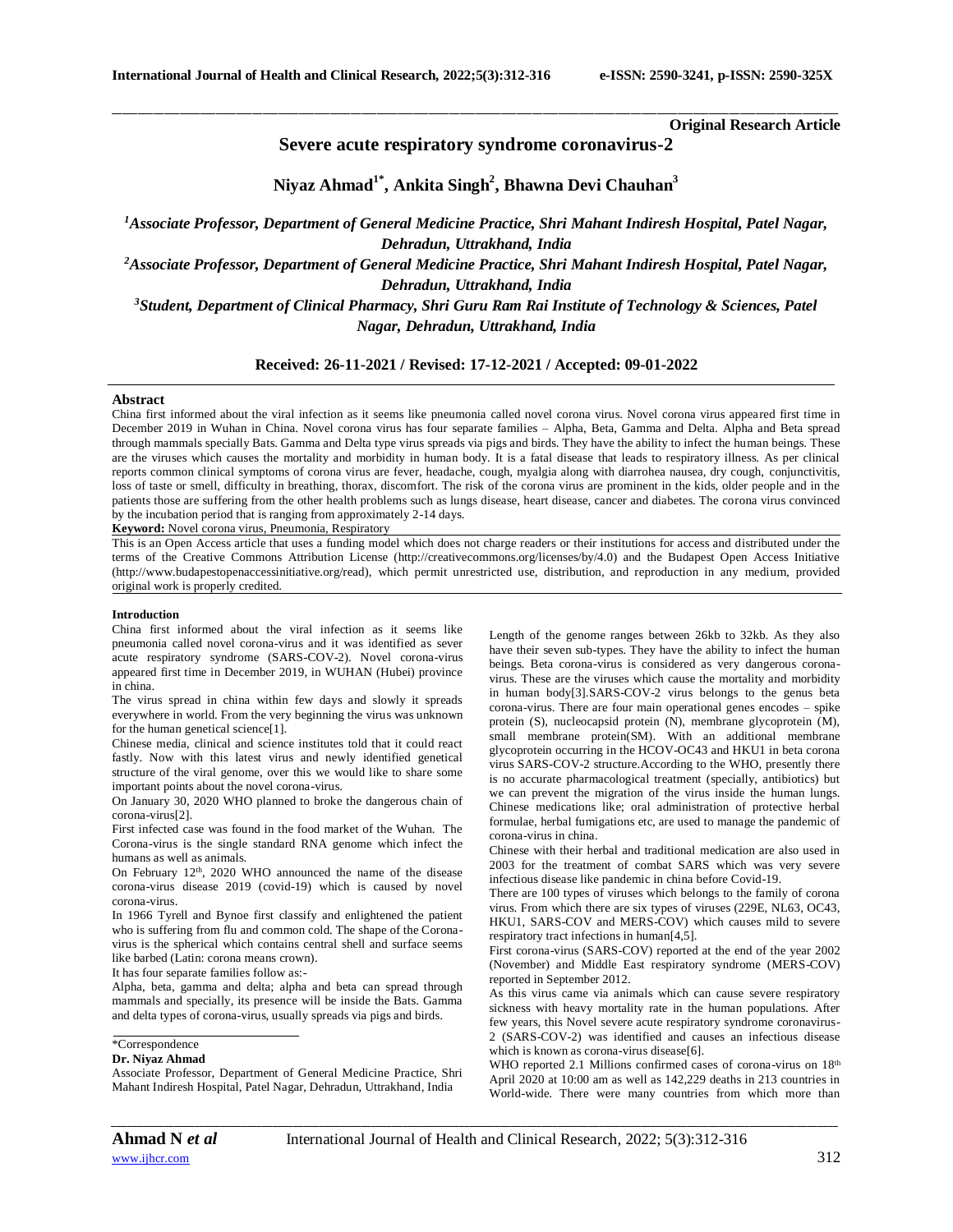**Original Research Article**

# Severe acute respiratory syndrome coronavirus-2

**Niyaz Ahmad[1*], Ankita Singh[2], Bhawna Devi Chauhan[3]**

*[1]Associate Professor, Department of General Medicine Practice, Shri Mahant Indiresh Hospital, Patel Nagar, Dehradun, Uttrakhand, India*

*[2]Associate Professor, Department of General Medicine Practice, Shri Mahant Indiresh Hospital, Patel Nagar, Dehradun, Uttrakhand, India*

*[3]Student, Department of Clinical Pharmacy, Shri Guru Ram Rai Institute of Technology & Sciences, Patel Nagar, Dehradun, Uttrakhand, India*

**Received: 26-11-2021 / Revised: 17-12-2021 / Accepted: 09-01-2022**

## Abstract

China first informed about the viral infection as it seems like pneumonia called novel corona virus. Novel corona virus appeared first time in December 2019 in Wuhan in China. Novel corona virus has four separate families – Alpha, Beta, Gamma and Delta. Alpha and Beta spread through mammals specially Bats. Gamma and Delta type virus spreads via pigs and birds. They have the ability to infect the human beings. These are the viruses which causes the mortality and morbidity in human body. It is a fatal disease that leads to respiratory illness. As per clinical reports common clinical symptoms of corona virus are fever, headache, cough, myalgia along with diarrohea nausea, dry cough, conjunctivitis, loss of taste or smell, difficulty in breathing, thorax, discomfort. The risk of the corona virus are prominent in the kids, older people and in the patients those are suffering from the other health problems such as lungs disease, heart disease, cancer and diabetes. The corona virus convinced by the incubation period that is ranging from approximately 2-14 days.

**Keyword:** Novel corona virus, Pneumonia, Respiratory

This is an Open Access article that uses a funding model which does not charge readers or their institutions for access and distributed under the terms of the Creative Commons Attribution License (http://creativecommons.org/licenses/by/4.0) and the Budapest Open Access Initiative (http://www.budapestopenaccessinitiative.org/read), which permit unrestricted use, distribution, and reproduction in any medium, provided original work is properly credited.

## Introduction

China first informed about the viral infection as it seems like pneumonia called novel corona-virus and it was identified as sever acute respiratory syndrome (SARS-COV-2). Novel corona-virus appeared first time in December 2019, in WUHAN (Hubei) province in china.

The virus spread in china within few days and slowly it spreads everywhere in world. From the very beginning the virus was unknown for the human genetical science[1].

Chinese media, clinical and science institutes told that it could react fastly. Now with this latest virus and newly identified genetical structure of the viral genome, over this we would like to share some important points about the novel corona-virus.

On January 30, 2020 WHO planned to broke the dangerous chain of corona-virus[2].

First infected case was found in the food market of the Wuhan. The Corona-virus is the single standard RNA genome which infect the humans as well as animals.

On February 12th, 2020 WHO announced the name of the disease corona-virus disease 2019 (covid-19) which is caused by novel corona-virus.

In 1966 Tyrell and Bynoe first classify and enlightened the patient who is suffering from flu and common cold. The shape of the Corona-virus is the spherical which contains central shell and surface seems like barbed (Latin: corona means crown).

It has four separate families follow as:-

Alpha, beta, gamma and delta; alpha and beta can spread through mammals and specially, its presence will be inside the Bats. Gamma and delta types of corona-virus, usually spreads via pigs and birds.

Length of the genome ranges between 26kb to 32kb. As they also have their seven sub-types. They have the ability to infect the human beings. Beta corona-virus is considered as very dangerous corona-virus. These are the viruses which cause the mortality and morbidity in human body[3].SARS-COV-2 virus belongs to the genus beta corona-virus. There are four main operational genes encodes – spike protein (S), nucleocapsid protein (N), membrane glycoprotein (M), small membrane protein(SM). With an additional membrane glycoprotein occurring in the HCOV-OC43 and HKU1 in beta corona virus SARS-COV-2 structure.According to the WHO, presently there is no accurate pharmacological treatment (specially, antibiotics) but we can prevent the migration of the virus inside the human lungs. Chinese medications like; oral administration of protective herbal formulae, herbal fumigations etc, are used to manage the pandemic of corona-virus in china.

Chinese with their herbal and traditional medication are also used in 2003 for the treatment of combat SARS which was very severe infectious disease like pandemic in china before Covid-19.

There are 100 types of viruses which belongs to the family of corona virus. From which there are six types of viruses (229E, NL63, OC43, HKU1, SARS-COV and MERS-COV) which causes mild to severe respiratory tract infections in human[4,5].

First corona-virus (SARS-COV) reported at the end of the year 2002 (November) and Middle East respiratory syndrome (MERS-COV) reported in September 2012.

As this virus came via animals which can cause severe respiratory sickness with heavy mortality rate in the human populations. After few years, this Novel severe acute respiratory syndrome coronavirus-2 (SARS-COV-2) was identified and causes an infectious disease which is known as corona-virus disease[6].

WHO reported 2.1 Millions confirmed cases of corona-virus on 18th April 2020 at 10:00 am as well as 142,229 deaths in 213 countries in World-wide. There were many countries from which more than

\*Correspondence

**Dr. Niyaz Ahmad**

Associate Professor, Department of General Medicine Practice, Shri Mahant Indiresh Hospital, Patel Nagar, Dehradun, Uttrakhand, India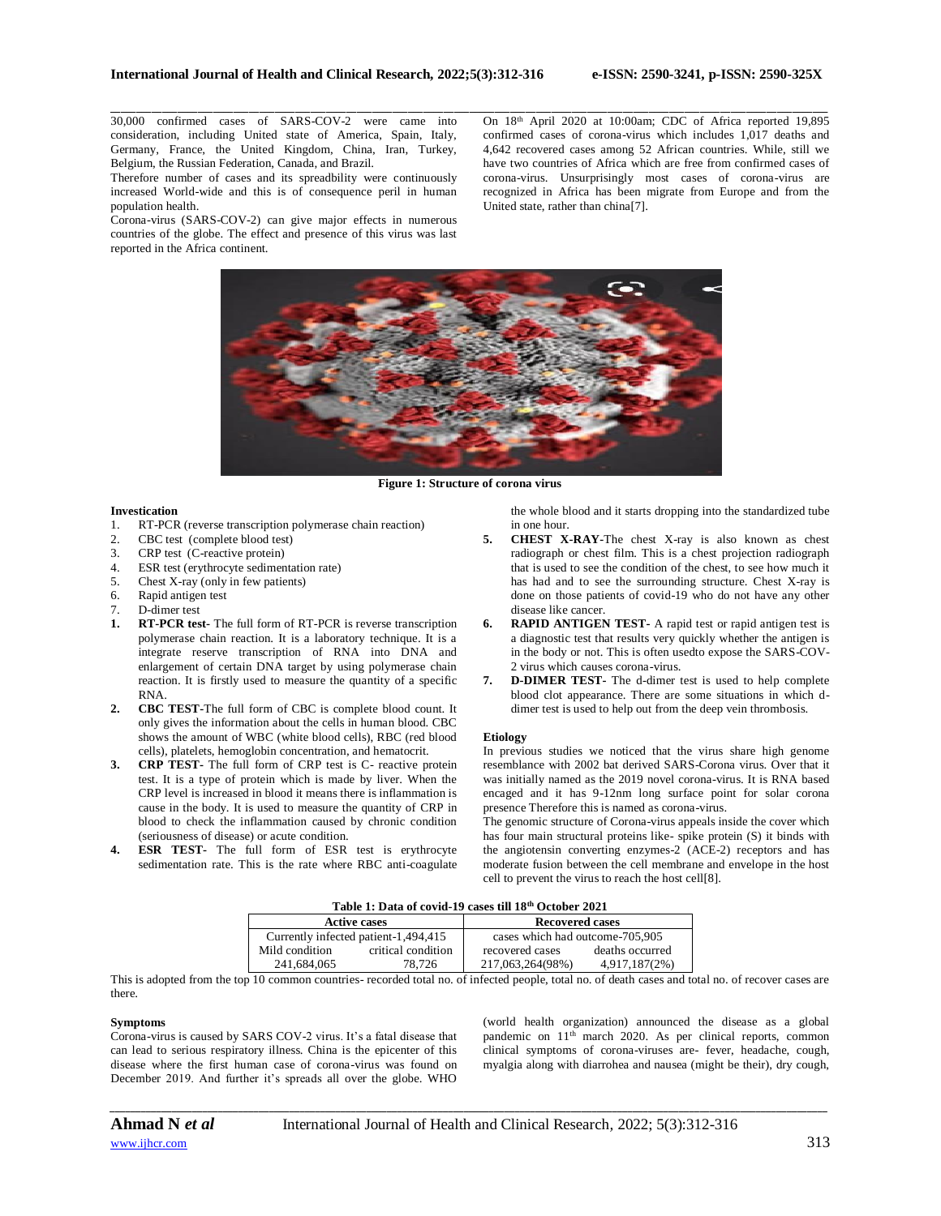30,000 confirmed cases of SARS-COV-2 were came into consideration, including United state of America, Spain, Italy, Germany, France, the United Kingdom, China, Iran, Turkey, Belgium, the Russian Federation, Canada, and Brazil.

Therefore number of cases and its spreadbility were continuously increased World-wide and this is of consequence peril in human population health.

Corona-virus (SARS-COV-2) can give major effects in numerous countries of the globe. The effect and presence of this virus was last reported in the Africa continent.

On 18th April 2020 at 10:00am; CDC of Africa reported 19,895 confirmed cases of corona-virus which includes 1,017 deaths and 4,642 recovered cases among 52 African countries. While, still we have two countries of Africa which are free from confirmed cases of corona-virus. Unsurprisingly most cases of corona-virus are recognized in Africa has been migrate from Europe and from the United state, rather than china[7].

**Figure 1: Structure of corona virus**

**Investication**

1. RT-PCR (reverse transcription polymerase chain reaction)
2. CBC test (complete blood test)
3. CRP test (C-reactive protein)
4. ESR test (erythrocyte sedimentation rate)
5. Chest X-ray (only in few patients)
6. Rapid antigen test
7. D-dimer test

1. **RT-PCR test-** The full form of RT-PCR is reverse transcription polymerase chain reaction. It is a laboratory technique. It is a integrate reserve transcription of RNA into DNA and enlargement of certain DNA target by using polymerase chain reaction. It is firstly used to measure the quantity of a specific RNA.
2. **CBC TEST-**The full form of CBC is complete blood count. It only gives the information about the cells in human blood. CBC shows the amount of WBC (white blood cells), RBC (red blood cells), platelets, hemoglobin concentration, and hematocrit.
3. **CRP TEST-** The full form of CRP test is C- reactive protein test. It is a type of protein which is made by liver. When the CRP level is increased in blood it means there is inflammation is cause in the body. It is used to measure the quantity of CRP in blood to check the inflammation caused by chronic condition (seriousness of disease) or acute condition.
4. **ESR TEST-** The full form of ESR test is erythrocyte sedimentation rate. This is the rate where RBC anti-coagulate the whole blood and it starts dropping into the standardized tube in one hour.
5. **CHEST X-RAY-**The chest X-ray is also known as chest radiograph or chest film. This is a chest projection radiograph that is used to see the condition of the chest, to see how much it has had and to see the surrounding structure. Chest X-ray is done on those patients of covid-19 who do not have any other disease like cancer.
6. **RAPID ANTIGEN TEST-** A rapid test or rapid antigen test is a diagnostic test that results very quickly whether the antigen is in the body or not. This is often usedto expose the SARS-COV-2 virus which causes corona-virus.
7. **D-DIMER TEST-** The d-dimer test is used to help complete blood clot appearance. There are some situations in which d-dimer test is used to help out from the deep vein thrombosis.

**Etiology**

In previous studies we noticed that the virus share high genome resemblance with 2002 bat derived SARS-Corona virus. Over that it was initially named as the 2019 novel corona-virus. It is RNA based encaged and it has 9-12nm long surface point for solar corona presence Therefore this is named as corona-virus.

The genomic structure of Corona-virus appeals inside the cover which has four main structural proteins like- spike protein (S) it binds with the angiotensin converting enzymes-2 (ACE-2) receptors and has moderate fusion between the cell membrane and envelope in the host cell to prevent the virus to reach the host cell[8].

**Table 1: Data of covid-19 cases till 18th October 2021**

| Active cases | | Recovered cases | |
|---|---|---|---|
| Currently infected patient-1,494,415 | | cases which had outcome-705,905 | |
| Mild condition | critical condition | recovered cases | deaths occurred |
| 241,684,065 | 78,726 | 217,063,264(98%) | 4,917,187(2%) |

This is adopted from the top 10 common countries- recorded total no. of infected people, total no. of death cases and total no. of recover cases are there.

**Symptoms**

Corona-virus is caused by SARS COV-2 virus. It's a fatal disease that can lead to serious respiratory illness. China is the epicenter of this disease where the first human case of corona-virus was found on December 2019. And further it's spreads all over the globe. WHO (world health organization) announced the disease as a global pandemic on 11th march 2020. As per clinical reports, common clinical symptoms of corona-viruses are- fever, headache, cough, myalgia along with diarrohea and nausea (might be their), dry cough,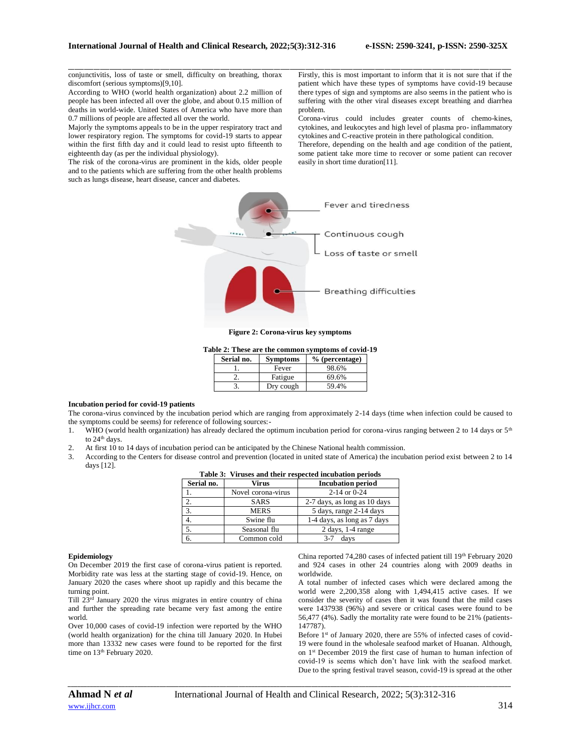conjunctivitis, loss of taste or smell, difficulty on breathing, thorax discomfort (serious symptoms)[9,10].

According to WHO (world health organization) about 2.2 million of people has been infected all over the globe, and about 0.15 million of deaths in world-wide. United States of America who have more than 0.7 millions of people are affected all over the world.

Majorly the symptoms appeals to be in the upper respiratory tract and lower respiratory region. The symptoms for covid-19 starts to appear within the first fifth day and it could lead to resist upto fifteenth to eighteenth day (as per the individual physiology).

The risk of the corona-virus are prominent in the kids, older people and to the patients which are suffering from the other health problems such as lungs disease, heart disease, cancer and diabetes.

Firstly, this is most important to inform that it is not sure that if the patient which have these types of symptoms have covid-19 because there types of sign and symptoms are also seems in the patient who is suffering with the other viral diseases except breathing and diarrhea problem.

Corona-virus could includes greater counts of chemo-kines, cytokines, and leukocytes and high level of plasma pro- inflammatory cytokines and C-reactive protein in there pathological condition.

Therefore, depending on the health and age condition of the patient, some patient take more time to recover or some patient can recover easily in short time duration[11].

Fever and tiredness

Continuous cough

Loss of taste or smell

Breathing difficulties

**Figure 2: Corona-virus key symptoms**

**Table 2: These are the common symptoms of covid-19**

| Serial no. | Symptoms | % (percentage) |
|---|---|---|
| 1. | Fever | 98.6% |
| 2. | Fatigue | 69.6% |
| 3. | Dry cough | 59.4% |

**Incubation period for covid-19 patients**

The corona-virus convinced by the incubation period which are ranging from approximately 2-14 days (time when infection could be caused to the symptoms could be seems) for reference of following sources:-

1. WHO (world health organization) has already declared the optimum incubation period for corona-virus ranging between 2 to 14 days or 5th to 24th days.
2. At first 10 to 14 days of incubation period can be anticipated by the Chinese National health commission.
3. According to the Centers for disease control and prevention (located in united state of America) the incubation period exist between 2 to 14 days [12].

**Table 3: Viruses and their respected incubation periods**

| Serial no. | Virus | Incubation period |
|---|---|---|
| 1. | Novel corona-virus | 2-14 or 0-24 |
| 2. | SARS | 2-7 days, as long as 10 days |
| 3. | MERS | 5 days, range 2-14 days |
| 4. | Swine flu | 1-4 days, as long as 7 days |
| 5. | Seasonal flu | 2 days, 1-4 range |
| 6. | Common cold | 3-7 days |

**Epidemiology**

On December 2019 the first case of corona-virus patient is reported. Morbidity rate was less at the starting stage of covid-19. Hence, on January 2020 the cases where shoot up rapidly and this became the turning point.

Till 23rd January 2020 the virus migrates in entire country of china and further the spreading rate became very fast among the entire world.

Over 10,000 cases of covid-19 infection were reported by the WHO (world health organization) for the china till January 2020. In Hubei more than 13332 new cases were found to be reported for the first time on 13th February 2020.

China reported 74,280 cases of infected patient till 19th February 2020 and 924 cases in other 24 countries along with 2009 deaths in worldwide.

A total number of infected cases which were declared among the world were 2,200,358 along with 1,494,415 active cases. If we consider the severity of cases then it was found that the mild cases were 1437938 (96%) and severe or critical cases were found to be 56,477 (4%). Sadly the mortality rate were found to be 21% (patients-147787).

Before 1st of January 2020, there are 55% of infected cases of covid-19 were found in the wholesale seafood market of Huanan. Although, on 1st December 2019 the first case of human to human infection of covid-19 is seems which don't have link with the seafood market. Due to the spring festival travel season, covid-19 is spread at the other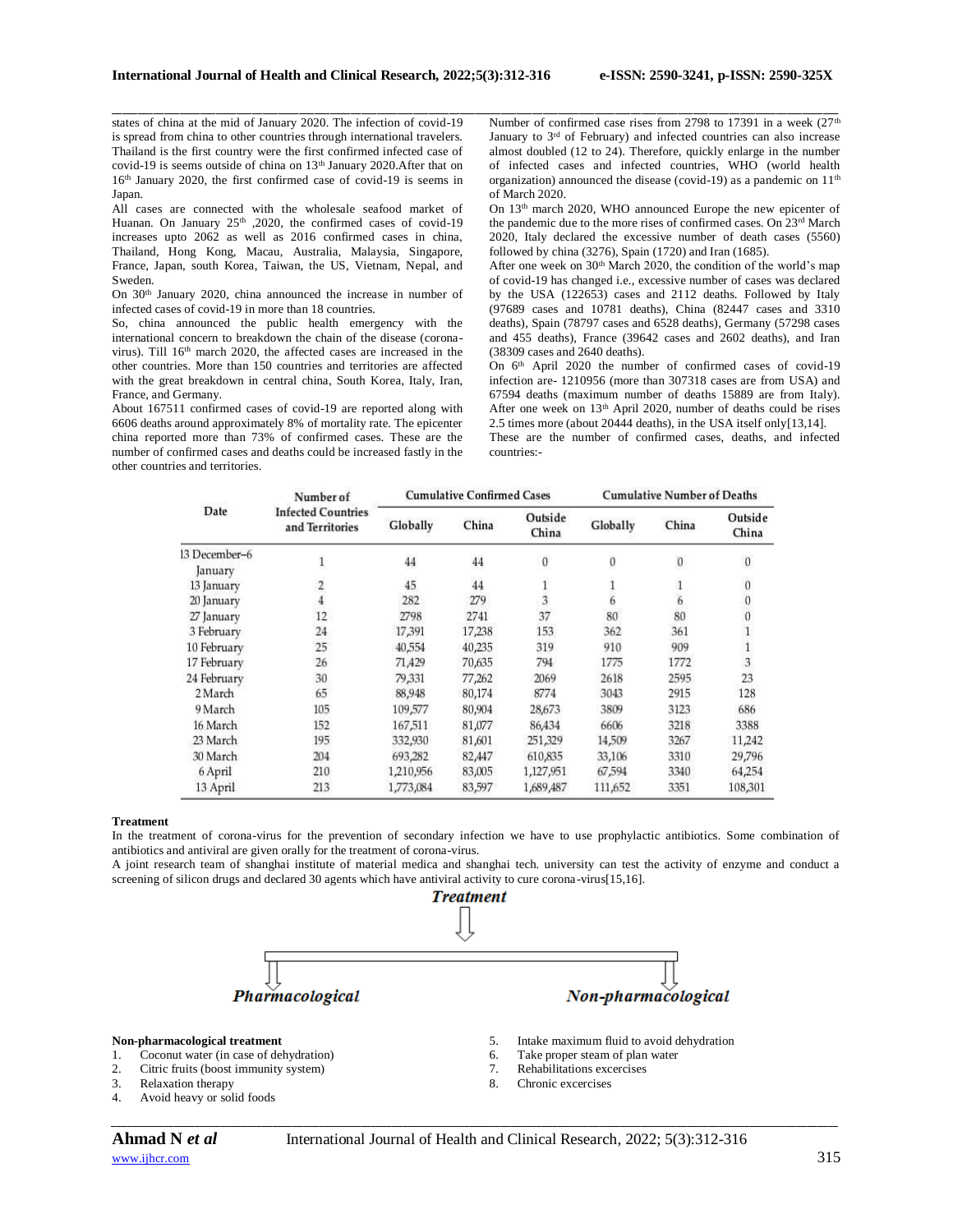states of china at the mid of January 2020. The infection of covid-19 is spread from china to other countries through international travelers. Thailand is the first country were the first confirmed infected case of covid-19 is seems outside of china on 13th January 2020.After that on 16th January 2020, the first confirmed case of covid-19 is seems in Japan.

All cases are connected with the wholesale seafood market of Huanan. On January 25th ,2020, the confirmed cases of covid-19 increases upto 2062 as well as 2016 confirmed cases in china, Thailand, Hong Kong, Macau, Australia, Malaysia, Singapore, France, Japan, south Korea, Taiwan, the US, Vietnam, Nepal, and Sweden.

On 30th January 2020, china announced the increase in number of infected cases of covid-19 in more than 18 countries.

So, china announced the public health emergency with the international concern to breakdown the chain of the disease (corona-virus). Till 16th march 2020, the affected cases are increased in the other countries. More than 150 countries and territories are affected with the great breakdown in central china, South Korea, Italy, Iran, France, and Germany.

About 167511 confirmed cases of covid-19 are reported along with 6606 deaths around approximately 8% of mortality rate. The epicenter china reported more than 73% of confirmed cases. These are the number of confirmed cases and deaths could be increased fastly in the other countries and territories.

Number of confirmed case rises from 2798 to 17391 in a week (27th January to 3rd of February) and infected countries can also increase almost doubled (12 to 24). Therefore, quickly enlarge in the number of infected cases and infected countries, WHO (world health organization) announced the disease (covid-19) as a pandemic on 11th of March 2020.

On 13th march 2020, WHO announced Europe the new epicenter of the pandemic due to the more rises of confirmed cases. On 23rd March 2020, Italy declared the excessive number of death cases (5560) followed by china (3276), Spain (1720) and Iran (1685).

After one week on 30th March 2020, the condition of the world's map of covid-19 has changed i.e., excessive number of cases was declared by the USA (122653) cases and 2112 deaths. Followed by Italy (97689 cases and 10781 deaths), China (82447 cases and 3310 deaths), Spain (78797 cases and 6528 deaths), Germany (57298 cases and 455 deaths), France (39642 cases and 2602 deaths), and Iran (38309 cases and 2640 deaths).

On 6th April 2020 the number of confirmed cases of covid-19 infection are- 1210956 (more than 307318 cases are from USA) and 67594 deaths (maximum number of deaths 15889 are from Italy). After one week on 13th April 2020, number of deaths could be rises 2.5 times more (about 20444 deaths), in the USA itself only[13,14].

These are the number of confirmed cases, deaths, and infected countries:-

| Date | Number of Infected Countries and Territories | Cumulative Confirmed Cases | | | Cumulative Number of Deaths | | |
|---|---|---|---|---|---|---|---|
| | | Globally | China | Outside China | Globally | China | Outside China |
| 13 December–6 January | 1 | 44 | 44 | 0 | 0 | 0 | 0 |
| 13 January | 2 | 45 | 44 | 1 | 1 | 1 | 0 |
| 20 January | 4 | 282 | 279 | 3 | 6 | 6 | 0 |
| 27 January | 12 | 2798 | 2741 | 37 | 80 | 80 | 0 |
| 3 February | 24 | 17,391 | 17,238 | 153 | 362 | 361 | 1 |
| 10 February | 25 | 40,554 | 40,235 | 319 | 910 | 909 | 1 |
| 17 February | 26 | 71,429 | 70,635 | 794 | 1775 | 1772 | 3 |
| 24 February | 30 | 79,331 | 77,262 | 2069 | 2618 | 2595 | 23 |
| 2 March | 65 | 88,948 | 80,174 | 8774 | 3043 | 2915 | 128 |
| 9 March | 105 | 109,577 | 80,904 | 28,673 | 3809 | 3123 | 686 |
| 16 March | 152 | 167,511 | 81,077 | 86,434 | 6606 | 3218 | 3388 |
| 23 March | 195 | 332,930 | 81,601 | 251,329 | 14,509 | 3267 | 11,242 |
| 30 March | 204 | 693,282 | 82,447 | 610,835 | 33,106 | 3310 | 29,796 |
| 6 April | 210 | 1,210,956 | 83,005 | 1,127,951 | 67,594 | 3340 | 64,254 |
| 13 April | 213 | 1,773,084 | 83,597 | 1,689,487 | 111,652 | 3351 | 108,301 |

**Treatment**

In the treatment of corona-virus for the prevention of secondary infection we have to use prophylactic antibiotics. Some combination of antibiotics and antiviral are given orally for the treatment of corona-virus.

A joint research team of shanghai institute of material medica and shanghai tech. university can test the activity of enzyme and conduct a screening of silicon drugs and declared 30 agents which have antiviral activity to cure corona-virus[15,16].

*Treatment*

*Pharmacological* | *Non-pharmacological*

**Non-pharmacological treatment**

1. Coconut water (in case of dehydration)
2. Citric fruits (boost immunity system)
3. Relaxation therapy
4. Avoid heavy or solid foods
5. Intake maximum fluid to avoid dehydration
6. Take proper steam of plan water
7. Rehabilitations excercises
8. Chronic excercises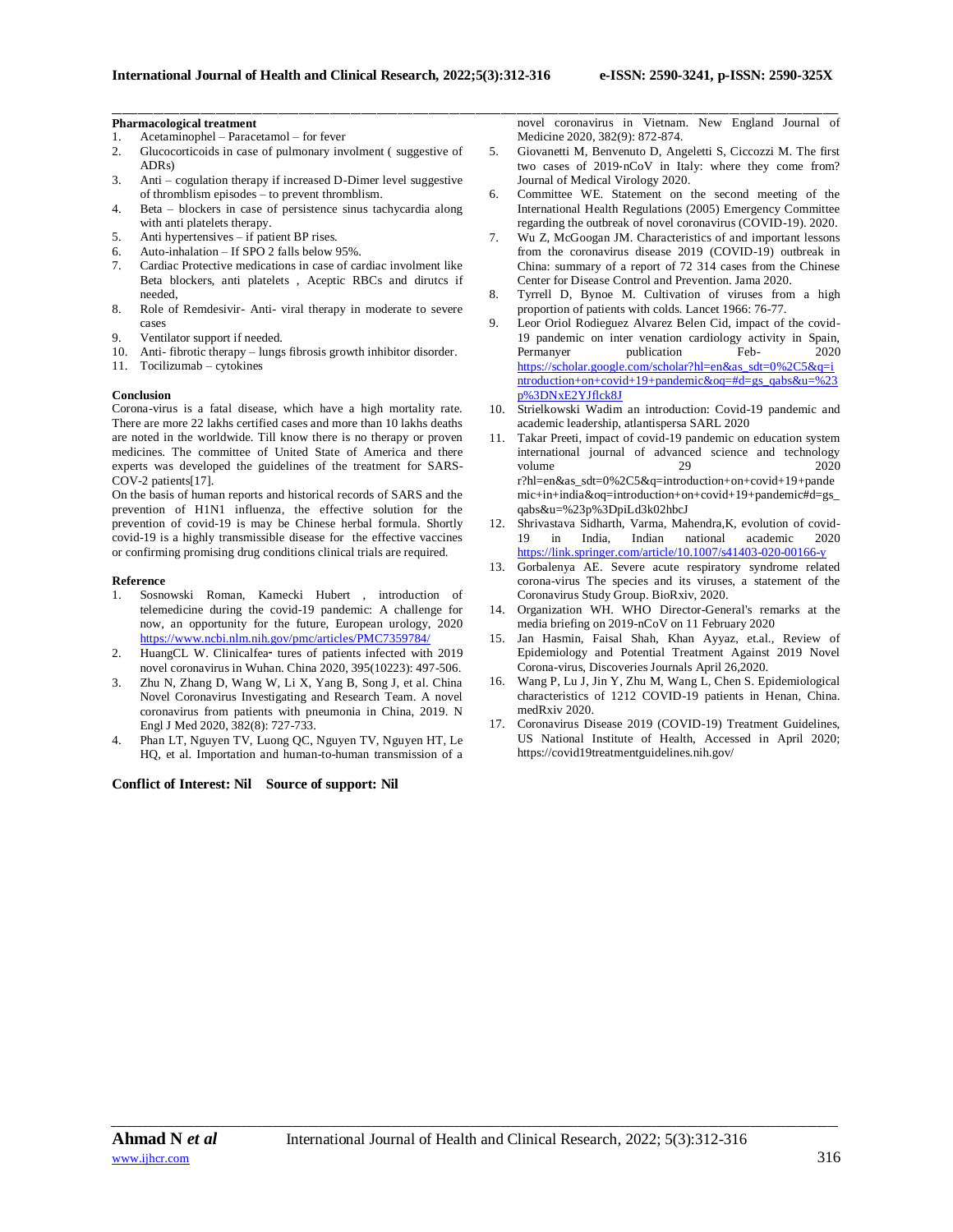**Pharmacological treatment**

1. Acetaminophel – Paracetamol – for fever
2. Glucocorticoids in case of pulmonary involment ( suggestive of ADRs)
3. Anti – cogulation therapy if increased D-Dimer level suggestive of thromblism episodes – to prevent thromblism.
4. Beta – blockers in case of persistence sinus tachycardia along with anti platelets therapy.
5. Anti hypertensives – if patient BP rises.
6. Auto-inhalation – If SPO 2 falls below 95%.
7. Cardiac Protective medications in case of cardiac involment like Beta blockers, anti platelets , Aceptic RBCs and dirutcs if needed,
8. Role of Remdesivir- Anti- viral therapy in moderate to severe cases
9. Ventilator support if needed.
10. Anti- fibrotic therapy – lungs fibrosis growth inhibitor disorder.
11. Tocilizumab – cytokines

**Conclusion**

Corona-virus is a fatal disease, which have a high mortality rate. There are more 22 lakhs certified cases and more than 10 lakhs deaths are noted in the worldwide. Till know there is no therapy or proven medicines. The committee of United State of America and there experts was developed the guidelines of the treatment for SARS-COV-2 patients[17].

On the basis of human reports and historical records of SARS and the prevention of H1N1 influenza, the effective solution for the prevention of covid-19 is may be Chinese herbal formula. Shortly covid-19 is a highly transmissible disease for the effective vaccines or confirming promising drug conditions clinical trials are required.

**Reference**

1. Sosnowski Roman, Kamecki Hubert , introduction of telemedicine during the covid-19 pandemic: A challenge for now, an opportunity for the future, European urology, 2020 https://www.ncbi.nlm.nih.gov/pmc/articles/PMC7359784/
2. HuangCL W. Clinicalfea‑ tures of patients infected with 2019 novel coronavirus in Wuhan. China 2020, 395(10223): 497-506.
3. Zhu N, Zhang D, Wang W, Li X, Yang B, Song J, et al. China Novel Coronavirus Investigating and Research Team. A novel coronavirus from patients with pneumonia in China, 2019. N Engl J Med 2020, 382(8): 727-733.
4. Phan LT, Nguyen TV, Luong QC, Nguyen TV, Nguyen HT, Le HQ, et al. Importation and human-to-human transmission of a novel coronavirus in Vietnam. New England Journal of Medicine 2020, 382(9): 872-874.
5. Giovanetti M, Benvenuto D, Angeletti S, Ciccozzi M. The first two cases of 2019-nCoV in Italy: where they come from? Journal of Medical Virology 2020.
6. Committee WE. Statement on the second meeting of the International Health Regulations (2005) Emergency Committee regarding the outbreak of novel coronavirus (COVID-19). 2020.
7. Wu Z, McGoogan JM. Characteristics of and important lessons from the coronavirus disease 2019 (COVID-19) outbreak in China: summary of a report of 72 314 cases from the Chinese Center for Disease Control and Prevention. Jama 2020.
8. Tyrrell D, Bynoe M. Cultivation of viruses from a high proportion of patients with colds. Lancet 1966: 76-77.
9. Leor Oriol Rodieguez Alvarez Belen Cid, impact of the covid-19 pandemic on inter venation cardiology activity in Spain, Permanyer publication Feb- 2020 https://scholar.google.com/scholar?hl=en&as_sdt=0%2C5&q=introduction+on+covid+19+pandemic&oq=#d=gs_qabs&u=%23p%3DNxE2YJflck8J
10. Strielkowski Wadim an introduction: Covid-19 pandemic and academic leadership, atlantispersa SARL 2020
11. Takar Preeti, impact of covid-19 pandemic on education system international journal of advanced science and technology volume 29 2020 r?hl=en&as_sdt=0%2C5&q=introduction+on+covid+19+pandemic+in+india&oq=introduction+on+covid+19+pandemic#d=gs_qabs&u=%23p%3DpiLd3k02hbcJ
12. Shrivastava Sidharth, Varma, Mahendra,K, evolution of covid-19 in India, Indian national academic 2020 https://link.springer.com/article/10.1007/s41403-020-00166-y
13. Gorbalenya AE. Severe acute respiratory syndrome related corona-virus The species and its viruses, a statement of the Coronavirus Study Group. BioRxiv, 2020.
14. Organization WH. WHO Director-General's remarks at the media briefing on 2019-nCoV on 11 February 2020
15. Jan Hasmin, Faisal Shah, Khan Ayyaz, et.al., Review of Epidemiology and Potential Treatment Against 2019 Novel Corona-virus, Discoveries Journals April 26,2020.
16. Wang P, Lu J, Jin Y, Zhu M, Wang L, Chen S. Epidemiological characteristics of 1212 COVID-19 patients in Henan, China. medRxiv 2020.
17. Coronavirus Disease 2019 (COVID-19) Treatment Guidelines, US National Institute of Health, Accessed in April 2020; https://covid19treatmentguidelines.nih.gov/

**Conflict of Interest: Nil Source of support: Nil**